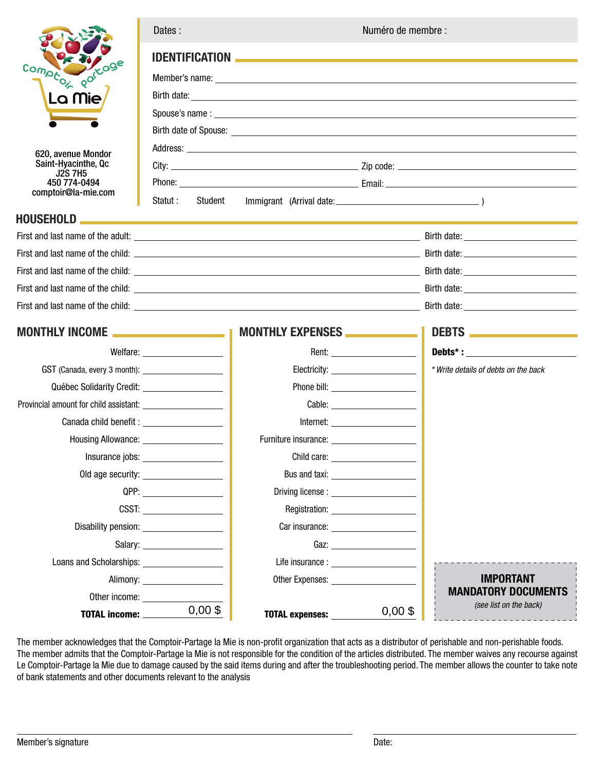Comptoir partage La Mie

620, avenue Mondor
Saint-Hyacinthe, Qc
J2S 7H5
450 774-0494
comptoir@la-mie.com

Dates : Numéro de membre :

## IDENTIFICATION

Member's name:

Birth date:

Spouse's name :

Birth date of Spouse:

Address:

City: Zip code:

Phone: Email:

Statut : Student Immigrant (Arrival date: )

## HOUSEHOLD

| | |
|---|---|
| First and last name of the adult: | Birth date: |
| First and last name of the child: | Birth date: |
| First and last name of the child: | Birth date: |
| First and last name of the child: | Birth date: |
| First and last name of the child: | Birth date: |

## MONTHLY INCOME

| | |
|---|---|
| Welfare: | |
| GST (Canada, every 3 month): | |
| Québec Solidarity Credit: | |
| Provincial amount for child assistant: | |
| Canada child benefit : | |
| Housing Allowance: | |
| Insurance jobs: | |
| Old age security: | |
| QPP: | |
| CSST: | |
| Disability pension: | |
| Salary: | |
| Loans and Scholarships: | |
| Alimony: | |
| Other income: | |
| **TOTAL income:** | 0,00 $ |

## MONTHLY EXPENSES

| | |
|---|---|
| Rent: | |
| Electricity: | |
| Phone bill: | |
| Cable: | |
| Internet: | |
| Furniture insurance: | |
| Child care: | |
| Bus and taxi: | |
| Driving license : | |
| Registration: | |
| Car insurance: | |
| Gaz: | |
| Life insurance : | |
| Other Expenses: | |
| **TOTAL expenses:** | 0,00 $ |

## DEBTS

**Debts\* :**

*\* Write details of debts on the back*

**IMPORTANT MANDATORY DOCUMENTS**

*(see list on the back)*

The member acknowledges that the Comptoir-Partage la Mie is non-profit organization that acts as a distributor of perishable and non-perishable foods. The member admits that the Comptoir-Partage la Mie is not responsible for the condition of the articles distributed. The member waives any recourse against Le Comptoir-Partage la Mie due to damage caused by the said items during and after the troubleshooting period. The member allows the counter to take note of bank statements and other documents relevant to the analysis

Member's signature Date: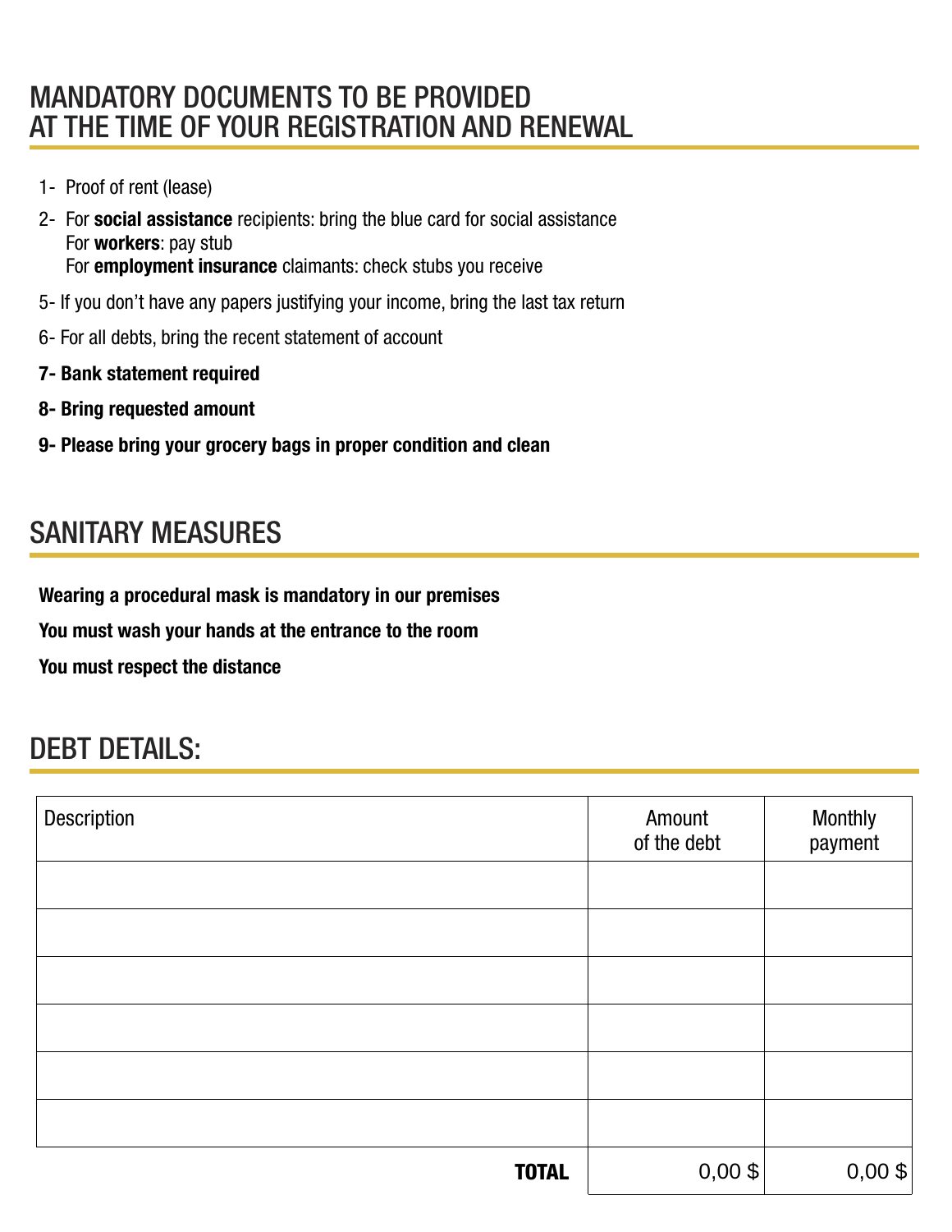## MANDATORY DOCUMENTS TO BE PROVIDED AT THE TIME OF YOUR REGISTRATION AND RENEWAL

1- Proof of rent (lease)

2- For **social assistance** recipients: bring the blue card for social assistance
For **workers**: pay stub
For **employment insurance** claimants: check stubs you receive

5- If you don't have any papers justifying your income, bring the last tax return

6- For all debts, bring the recent statement of account

**7- Bank statement required**

**8- Bring requested amount**

**9- Please bring your grocery bags in proper condition and clean**

## SANITARY MEASURES

**Wearing a procedural mask is mandatory in our premises**

**You must wash your hands at the entrance to the room**

**You must respect the distance**

## DEBT DETAILS:

| Description | Amount of the debt | Monthly payment |
|---|---|---|
| | | |
| | | |
| | | |
| | | |
| | | |
| | | |
| **TOTAL** | 0,00 $ | 0,00 $ |